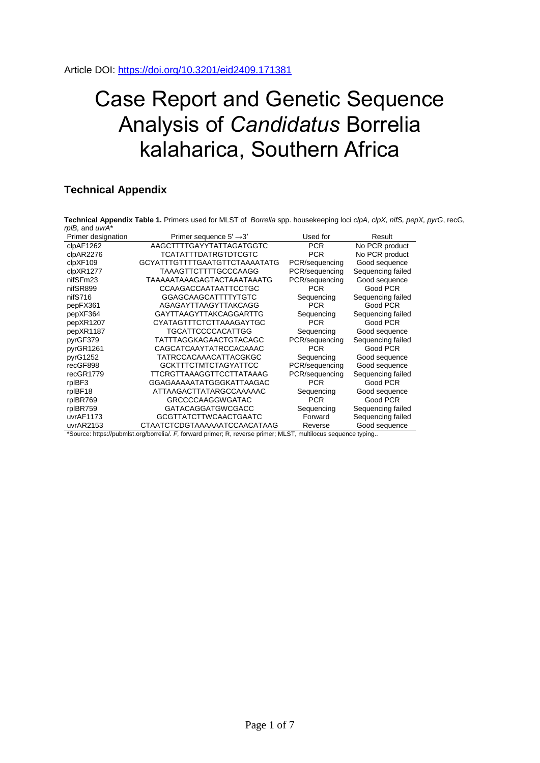Article DOI: https://doi.org/10.3201/eid2409.171381

# Case Report and Genetic Sequence Analysis of *Candidatus* Borrelia kalaharica, Southern Africa

## Technical Appendix

**Technical Appendix Table 1.** Primers used for MLST of *Borrelia* spp. housekeeping loci *clpA, clpX, nifS, pepX, pyrG*, recG, *rplB*, and *uvrA*\*

| Primer designation | Primer sequence 5′ →3′ | Used for | Result |
|---|---|---|---|
| clpAF1262 | AAGCTTTTGAYYTATTAGATGGTC | PCR | No PCR product |
| clpAR2276 | TCATATTTDATRGTDTCGTC | PCR | No PCR product |
| clpXF109 | GCYATTTGTTTTGAATGTTCTAAAATATG | PCR/sequencing | Good sequence |
| clpXR1277 | TAAAGTTCTTTTGCCCAAGG | PCR/sequencing | Sequencing failed |
| nifSFm23 | TAAAAATAAAGAGTACTAAATAAATG | PCR/sequencing | Good sequence |
| nifSR899 | CCAAGACCAATAATTCCTGC | PCR | Good PCR |
| nifS716 | GGAGCAAGCATTTTYTGTC | Sequencing | Sequencing failed |
| pepFX361 | AGAGAYTTAAGYTTAKCAGG | PCR | Good PCR |
| pepXF364 | GAYTTAAGYTTAKCAGGARTTG | Sequencing | Sequencing failed |
| pepXR1207 | CYATAGTTTCTCTTAAAGAYTGC | PCR | Good PCR |
| pepXR1187 | TGCATTCCCCACATTGG | Sequencing | Good sequence |
| pyrGF379 | TATTTAGGKAGAACTGTACAGC | PCR/sequencing | Sequencing failed |
| pyrGR1261 | CAGCATCAAYTATRCCACAAAC | PCR | Good PCR |
| pyrG1252 | TATRCCACAAACATTACGKGC | Sequencing | Good sequence |
| recGF898 | GCKTTTCTMTCTAGYATTCC | PCR/sequencing | Good sequence |
| recGR1779 | TTCRGTTTAAAGGTTCCTTATAAAG | PCR/sequencing | Sequencing failed |
| rplBF3 | GGAGAAAAATATGGGKATTAAGAC | PCR | Good PCR |
| rplBF18 | ATTAAGACTTATARGCCAAAAAC | Sequencing | Good sequence |
| rplBR769 | GRCCCCAAGGWGATAC | PCR | Good PCR |
| rplBR759 | GATACAGGATGWCGACC | Sequencing | Sequencing failed |
| uvrAF1173 | GCGTTATCTTWCAACTGAATC | Forward | Sequencing failed |
| uvrAR2153 | CTAATCTCDGTAAAAAATCCAACATAAG | Reverse | Good sequence |

\*Source: https://pubmlst.org/borrelia/. *F*, forward primer; R, reverse primer; MLST, multilocus sequence typing..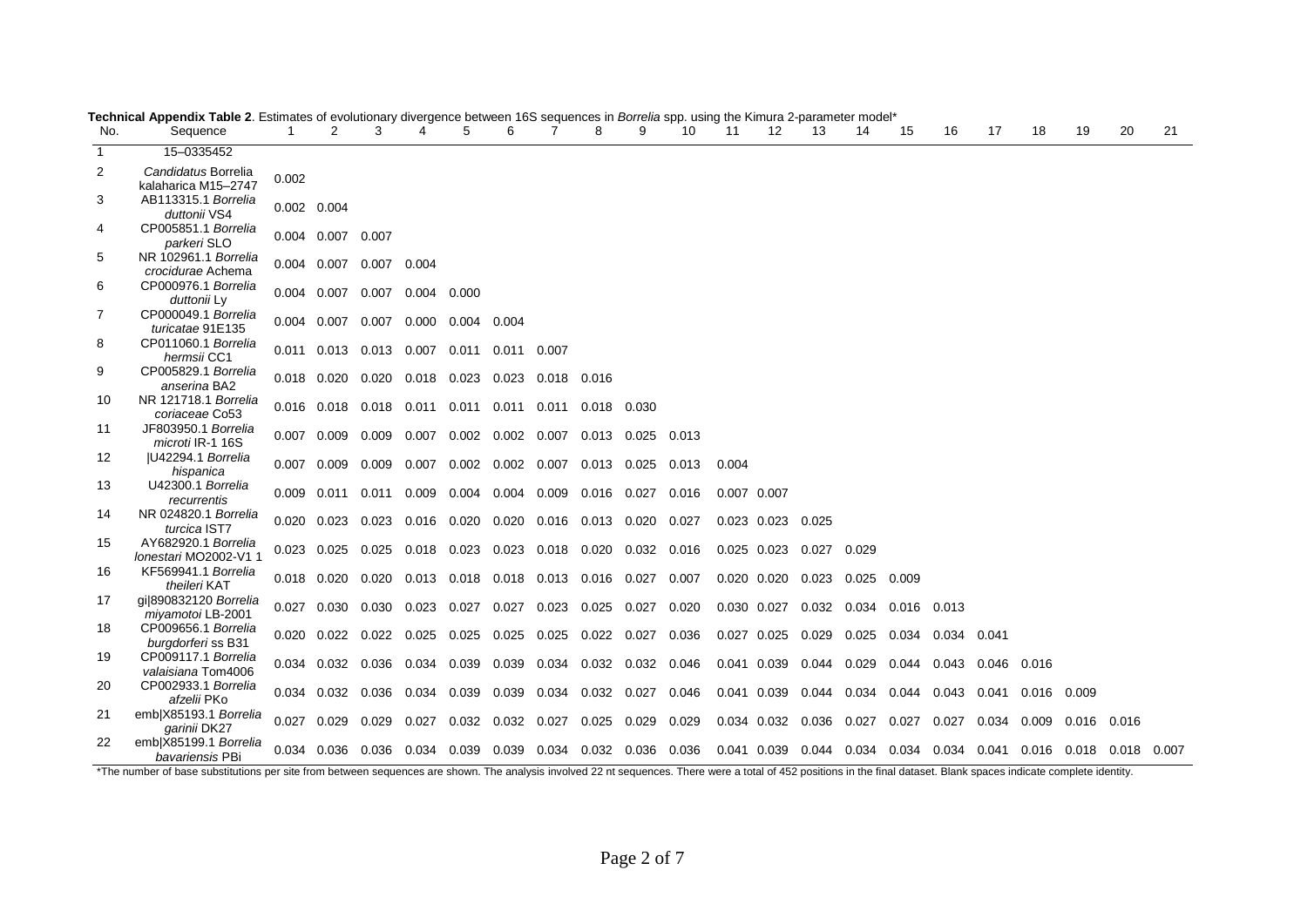**Technical Appendix Table 2**. Estimates of evolutionary divergence between 16S sequences in *Borrelia* spp. using the Kimura 2-parameter model*

| No. | Sequence | 1 | 2 | 3 | 4 | 5 | 6 | 7 | 8 | 9 | 10 | 11 | 12 | 13 | 14 | 15 | 16 | 17 | 18 | 19 | 20 | 21 |
|---|---|---|---|---|---|---|---|---|---|---|---|---|---|---|---|---|---|---|---|---|---|---|
| 1 | 15–0335452 | | | | | | | | | | | | | | | | | | | | | |
| 2 | *Candidatus* Borrelia kalaharica M15–2747 | 0.002 | | | | | | | | | | | | | | | | | | | | |
| 3 | AB113315.1 *Borrelia duttonii* VS4 | 0.002 | 0.004 | | | | | | | | | | | | | | | | | | | |
| 4 | CP005851.1 *Borrelia parkeri* SLO | 0.004 | 0.007 | 0.007 | | | | | | | | | | | | | | | | | | |
| 5 | NR 102961.1 *Borrelia crocidurae* Achema | 0.004 | 0.007 | 0.007 | 0.004 | | | | | | | | | | | | | | | | | |
| 6 | CP000976.1 *Borrelia duttonii* Ly | 0.004 | 0.007 | 0.007 | 0.004 | 0.000 | | | | | | | | | | | | | | | | |
| 7 | CP000049.1 *Borrelia turicatae* 91E135 | 0.004 | 0.007 | 0.007 | 0.000 | 0.004 | 0.004 | | | | | | | | | | | | | | | |
| 8 | CP011060.1 *Borrelia hermsii* CC1 | 0.011 | 0.013 | 0.013 | 0.007 | 0.011 | 0.011 | 0.007 | | | | | | | | | | | | | | |
| 9 | CP005829.1 *Borrelia anserina* BA2 | 0.018 | 0.020 | 0.020 | 0.018 | 0.023 | 0.023 | 0.018 | 0.016 | | | | | | | | | | | | | |
| 10 | NR 121718.1 *Borrelia coriaceae* Co53 | 0.016 | 0.018 | 0.018 | 0.011 | 0.011 | 0.011 | 0.011 | 0.018 | 0.030 | | | | | | | | | | | | |
| 11 | JF803950.1 *Borrelia microti* IR-1 16S | 0.007 | 0.009 | 0.009 | 0.007 | 0.002 | 0.002 | 0.007 | 0.013 | 0.025 | 0.013 | | | | | | | | | | | |
| 12 | \|U42294.1 *Borrelia hispanica* | 0.007 | 0.009 | 0.009 | 0.007 | 0.002 | 0.002 | 0.007 | 0.013 | 0.025 | 0.013 | 0.004 | | | | | | | | | | |
| 13 | U42300.1 *Borrelia recurrentis* | 0.009 | 0.011 | 0.011 | 0.009 | 0.004 | 0.004 | 0.009 | 0.016 | 0.027 | 0.016 | 0.007 | 0.007 | | | | | | | | | |
| 14 | NR 024820.1 *Borrelia turcica* IST7 | 0.020 | 0.023 | 0.023 | 0.016 | 0.020 | 0.020 | 0.016 | 0.013 | 0.020 | 0.027 | 0.023 | 0.023 | 0.025 | | | | | | | | |
| 15 | AY682920.1 *Borrelia lonestari* MO2002-V1 1 | 0.023 | 0.025 | 0.025 | 0.018 | 0.023 | 0.023 | 0.018 | 0.020 | 0.032 | 0.016 | 0.025 | 0.023 | 0.027 | 0.029 | | | | | | | |
| 16 | KF569941.1 *Borrelia theileri* KAT | 0.018 | 0.020 | 0.020 | 0.013 | 0.018 | 0.018 | 0.013 | 0.016 | 0.027 | 0.007 | 0.020 | 0.020 | 0.023 | 0.025 | 0.009 | | | | | | |
| 17 | gi\|890832120 *Borrelia miyamotoi* LB-2001 | 0.027 | 0.030 | 0.030 | 0.023 | 0.027 | 0.027 | 0.023 | 0.025 | 0.027 | 0.020 | 0.030 | 0.027 | 0.032 | 0.034 | 0.016 | 0.013 | | | | | |
| 18 | CP009656.1 *Borrelia burgdorferi* ss B31 | 0.020 | 0.022 | 0.022 | 0.025 | 0.025 | 0.025 | 0.025 | 0.022 | 0.027 | 0.036 | 0.027 | 0.025 | 0.029 | 0.025 | 0.034 | 0.034 | 0.041 | | | | |
| 19 | CP009117.1 *Borrelia valaisiana* Tom4006 | 0.034 | 0.032 | 0.036 | 0.034 | 0.039 | 0.039 | 0.034 | 0.032 | 0.032 | 0.046 | 0.041 | 0.039 | 0.044 | 0.029 | 0.044 | 0.043 | 0.046 | 0.016 | | | |
| 20 | CP002933.1 *Borrelia afzelii* PKo | 0.034 | 0.032 | 0.036 | 0.034 | 0.039 | 0.039 | 0.034 | 0.032 | 0.027 | 0.046 | 0.041 | 0.039 | 0.044 | 0.034 | 0.044 | 0.043 | 0.041 | 0.016 | 0.009 | | |
| 21 | emb\|X85193.1 *Borrelia garinii* DK27 | 0.027 | 0.029 | 0.029 | 0.027 | 0.032 | 0.032 | 0.027 | 0.025 | 0.029 | 0.029 | 0.034 | 0.032 | 0.036 | 0.027 | 0.027 | 0.027 | 0.034 | 0.009 | 0.016 | 0.016 | |
| 22 | emb\|X85199.1 *Borrelia bavariensis* PBi | 0.034 | 0.036 | 0.036 | 0.034 | 0.039 | 0.039 | 0.034 | 0.032 | 0.036 | 0.036 | 0.041 | 0.039 | 0.044 | 0.034 | 0.034 | 0.034 | 0.041 | 0.016 | 0.018 | 0.018 | 0.007 |

*The number of base substitutions per site from between sequences are shown. The analysis involved 22 nt sequences. There were a total of 452 positions in the final dataset. Blank spaces indicate complete identity.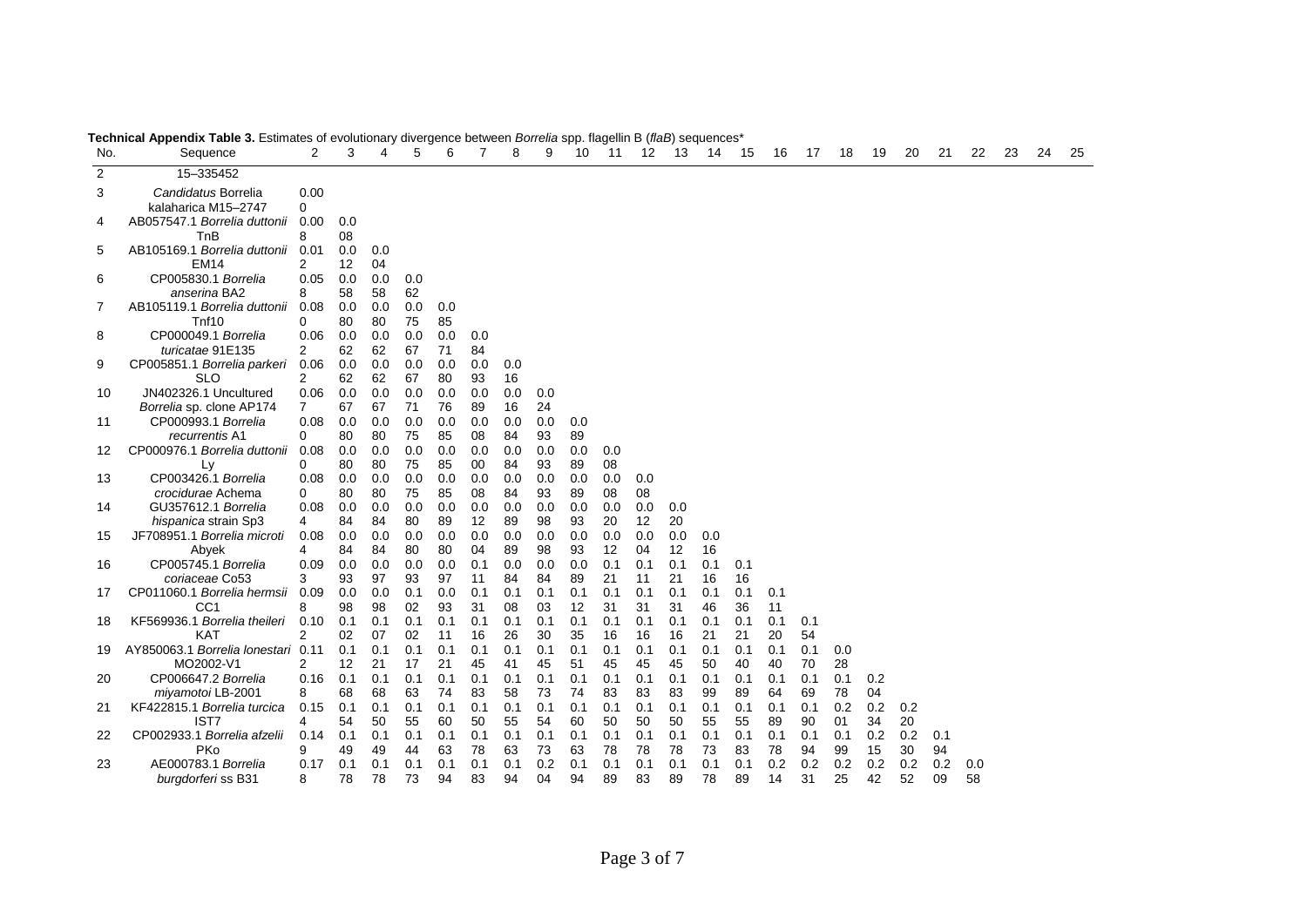**Technical Appendix Table 3.** Estimates of evolutionary divergence between *Borrelia* spp. flagellin B (*flaB*) sequences*

| No. | Sequence | 2 | 3 | 4 | 5 | 6 | 7 | 8 | 9 | 10 | 11 | 12 | 13 | 14 | 15 | 16 | 17 | 18 | 19 | 20 | 21 | 22 | 23 | 24 | 25 |
|---|---|---|---|---|---|---|---|---|---|---|---|---|---|---|---|---|---|---|---|---|---|---|---|---|---|
| 2 | 15–335452 | | | | | | | | | | | | | | | | | | | | | | | | |
| 3 | *Candidatus* Borrelia kalaharica M15–2747 | 0.000 | | | | | | | | | | | | | | | | | | | | | | | |
| 4 | AB057547.1 *Borrelia duttonii* TnB | 0.008 | 0.008 | | | | | | | | | | | | | | | | | | | | | | |
| 5 | AB105169.1 *Borrelia duttonii* EM14 | 0.012 | 0.012 | 0.004 | | | | | | | | | | | | | | | | | | | | | |
| 6 | CP005830.1 *Borrelia anserina* BA2 | 0.058 | 0.058 | 0.058 | 0.062 | | | | | | | | | | | | | | | | | | | | |
| 7 | AB105119.1 *Borrelia duttonii* Tnf10 | 0.080 | 0.080 | 0.080 | 0.075 | 0.085 | | | | | | | | | | | | | | | | | | | |
| 8 | CP000049.1 *Borrelia turicatae* 91E135 | 0.062 | 0.062 | 0.062 | 0.067 | 0.071 | 0.084 | | | | | | | | | | | | | | | | | | |
| 9 | CP005851.1 *Borrelia parkeri* SLO | 0.062 | 0.062 | 0.062 | 0.067 | 0.080 | 0.093 | 0.016 | | | | | | | | | | | | | | | | | |
| 10 | JN402326.1 Uncultured *Borrelia* sp. clone AP174 | 0.067 | 0.067 | 0.067 | 0.071 | 0.076 | 0.089 | 0.016 | 0.024 | | | | | | | | | | | | | | | | |
| 11 | CP000993.1 *Borrelia recurrentis* A1 | 0.080 | 0.080 | 0.080 | 0.075 | 0.085 | 0.008 | 0.084 | 0.093 | 0.089 | | | | | | | | | | | | | | | |
| 12 | CP000976.1 *Borrelia duttonii* Ly | 0.080 | 0.080 | 0.080 | 0.075 | 0.085 | 0.000 | 0.084 | 0.093 | 0.089 | 0.008 | | | | | | | | | | | | | | |
| 13 | CP003426.1 *Borrelia crocidurae* Achema | 0.080 | 0.080 | 0.080 | 0.075 | 0.085 | 0.008 | 0.084 | 0.093 | 0.089 | 0.008 | 0.008 | | | | | | | | | | | | | |
| 14 | GU357612.1 *Borrelia hispanica* strain Sp3 | 0.084 | 0.084 | 0.084 | 0.080 | 0.089 | 0.012 | 0.089 | 0.098 | 0.093 | 0.020 | 0.012 | 0.020 | | | | | | | | | | | | |
| 15 | JF708951.1 *Borrelia microti* Abyek | 0.084 | 0.084 | 0.084 | 0.080 | 0.080 | 0.004 | 0.089 | 0.098 | 0.093 | 0.012 | 0.004 | 0.012 | 0.016 | | | | | | | | | | | |
| 16 | CP005745.1 *Borrelia coriaceae* Co53 | 0.093 | 0.093 | 0.097 | 0.093 | 0.097 | 0.111 | 0.084 | 0.084 | 0.089 | 0.121 | 0.111 | 0.121 | 0.116 | 0.116 | | | | | | | | | | |
| 17 | CP011060.1 *Borrelia hermsii* CC1 | 0.098 | 0.098 | 0.098 | 0.102 | 0.093 | 0.131 | 0.108 | 0.103 | 0.112 | 0.131 | 0.131 | 0.131 | 0.146 | 0.136 | 0.111 | | | | | | | | | |
| 18 | KF569936.1 *Borrelia theileri* KAT | 0.102 | 0.102 | 0.107 | 0.102 | 0.111 | 0.116 | 0.126 | 0.130 | 0.135 | 0.116 | 0.116 | 0.116 | 0.121 | 0.121 | 0.120 | 0.154 | | | | | | | | |
| 19 | AY850063.1 *Borrelia lonestari* MO2002-V1 | 0.112 | 0.112 | 0.121 | 0.117 | 0.121 | 0.145 | 0.141 | 0.145 | 0.151 | 0.145 | 0.145 | 0.145 | 0.150 | 0.140 | 0.140 | 0.170 | 0.028 | | | | | | | |
| 20 | CP006647.2 *Borrelia miyamotoi* LB-2001 | 0.168 | 0.168 | 0.168 | 0.163 | 0.174 | 0.183 | 0.158 | 0.173 | 0.174 | 0.183 | 0.183 | 0.183 | 0.199 | 0.189 | 0.164 | 0.169 | 0.178 | 0.204 | | | | | | |
| 21 | KF422815.1 *Borrelia turcica* IST7 | 0.154 | 0.154 | 0.150 | 0.155 | 0.160 | 0.150 | 0.155 | 0.154 | 0.160 | 0.150 | 0.150 | 0.150 | 0.155 | 0.155 | 0.189 | 0.190 | 0.201 | 0.234 | 0.220 | | | | | |
| 22 | CP002933.1 *Borrelia afzelii* PKo | 0.149 | 0.149 | 0.149 | 0.144 | 0.163 | 0.178 | 0.163 | 0.173 | 0.163 | 0.178 | 0.178 | 0.178 | 0.173 | 0.183 | 0.178 | 0.194 | 0.199 | 0.215 | 0.230 | 0.194 | | | | |
| 23 | AE000783.1 *Borrelia burgdorferi* ss B31 | 0.178 | 0.178 | 0.178 | 0.173 | 0.194 | 0.183 | 0.194 | 0.204 | 0.194 | 0.189 | 0.183 | 0.189 | 0.178 | 0.189 | 0.214 | 0.231 | 0.225 | 0.242 | 0.252 | 0.209 | 0.058 | | | |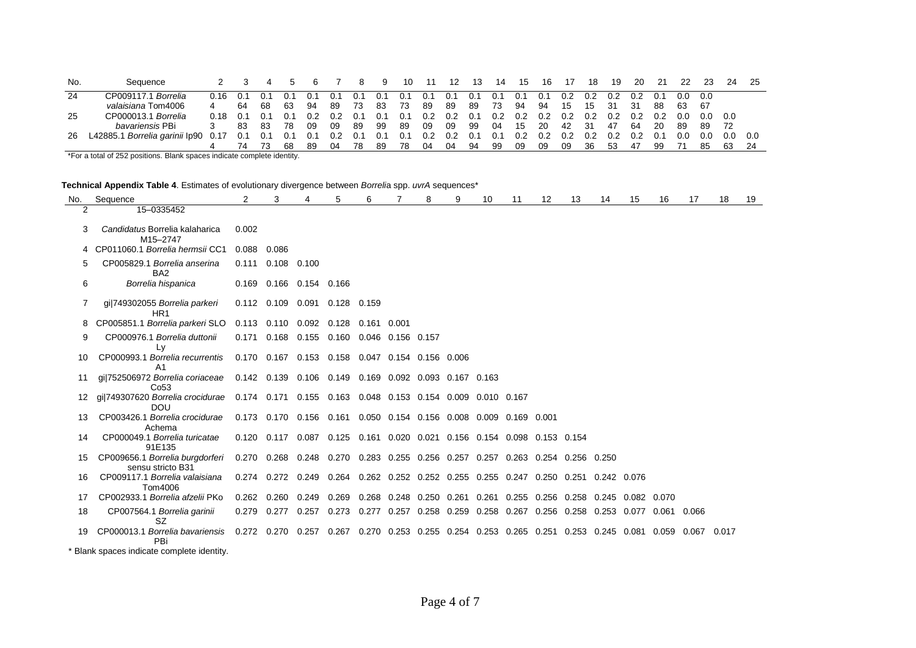| No. | Sequence | 2 | 3 | 4 | 5 | 6 | 7 | 8 | 9 | 10 | 11 | 12 | 13 | 14 | 15 | 16 | 17 | 18 | 19 | 20 | 21 | 22 | 23 | 24 | 25 |
|---|---|---|---|---|---|---|---|---|---|---|---|---|---|---|---|---|---|---|---|---|---|---|---|---|---|
| 24 | CP009117.1 *Borrelia valaisiana* Tom4006 | 0.164 | 0.164 | 0.168 | 0.163 | 0.194 | 0.189 | 0.173 | 0.183 | 0.173 | 0.189 | 0.189 | 0.189 | 0.173 | 0.194 | 0.194 | 0.215 | 0.215 | 0.231 | 0.231 | 0.188 | 0.063 | 0.067 | | |
| 25 | CP000013.1 *Borrelia bavariensis* PBi | 0.183 | 0.183 | 0.183 | 0.178 | 0.209 | 0.209 | 0.189 | 0.199 | 0.189 | 0.209 | 0.209 | 0.199 | 0.204 | 0.215 | 0.220 | 0.242 | 0.231 | 0.247 | 0.264 | 0.220 | 0.089 | 0.089 | 0.072 | |
| 26 | L42885.1 *Borrelia garinii* Ip90 | 0.174 | 0.174 | 0.173 | 0.168 | 0.189 | 0.204 | 0.178 | 0.189 | 0.178 | 0.204 | 0.204 | 0.194 | 0.199 | 0.209 | 0.209 | 0.209 | 0.236 | 0.253 | 0.247 | 0.199 | 0.071 | 0.085 | 0.063 | 0.024 |

*For a total of 252 positions. Blank spaces indicate complete identity.

**Technical Appendix Table 4**. Estimates of evolutionary divergence between *Borrelia* spp. *uvrA* sequences*

| No. | Sequence | 2 | 3 | 4 | 5 | 6 | 7 | 8 | 9 | 10 | 11 | 12 | 13 | 14 | 15 | 16 | 17 | 18 | 19 |
|---|---|---|---|---|---|---|---|---|---|---|---|---|---|---|---|---|---|---|---|
| 2 | 15–0335452 | | | | | | | | | | | | | | | | | | |
| 3 | *Candidatus* Borrelia kalaharica M15–2747 | 0.002 | | | | | | | | | | | | | | | | | |
| 4 | CP011060.1 *Borrelia hermsii* CC1 | 0.088 | 0.086 | | | | | | | | | | | | | | | | |
| 5 | CP005829.1 *Borrelia anserina* BA2 | 0.111 | 0.108 | 0.100 | | | | | | | | | | | | | | | |
| 6 | *Borrelia hispanica* | 0.169 | 0.166 | 0.154 | 0.166 | | | | | | | | | | | | | | |
| 7 | gi\|749302055 *Borrelia parkeri* HR1 | 0.112 | 0.109 | 0.091 | 0.128 | 0.159 | | | | | | | | | | | | | |
| 8 | CP005851.1 *Borrelia parkeri* SLO | 0.113 | 0.110 | 0.092 | 0.128 | 0.161 | 0.001 | | | | | | | | | | | | |
| 9 | CP000976.1 *Borrelia duttonii* Ly | 0.171 | 0.168 | 0.155 | 0.160 | 0.046 | 0.156 | 0.157 | | | | | | | | | | | |
| 10 | CP000993.1 *Borrelia recurrentis* A1 | 0.170 | 0.167 | 0.153 | 0.158 | 0.047 | 0.154 | 0.156 | 0.006 | | | | | | | | | | |
| 11 | gi\|752506972 *Borrelia coriaceae* Co53 | 0.142 | 0.139 | 0.106 | 0.149 | 0.169 | 0.092 | 0.093 | 0.167 | 0.163 | | | | | | | | | |
| 12 | gi\|749307620 *Borrelia crocidurae* DOU | 0.174 | 0.171 | 0.155 | 0.163 | 0.048 | 0.153 | 0.154 | 0.009 | 0.010 | 0.167 | | | | | | | | |
| 13 | CP003426.1 *Borrelia crocidurae* Achema | 0.173 | 0.170 | 0.156 | 0.161 | 0.050 | 0.154 | 0.156 | 0.008 | 0.009 | 0.169 | 0.001 | | | | | | | |
| 14 | CP000049.1 *Borrelia turicatae* 91E135 | 0.120 | 0.117 | 0.087 | 0.125 | 0.161 | 0.020 | 0.021 | 0.156 | 0.154 | 0.098 | 0.153 | 0.154 | | | | | | |
| 15 | CP009656.1 *Borrelia burgdorferi* sensu stricto B31 | 0.270 | 0.268 | 0.248 | 0.270 | 0.283 | 0.255 | 0.256 | 0.257 | 0.257 | 0.263 | 0.254 | 0.256 | 0.250 | | | | | |
| 16 | CP009117.1 *Borrelia valaisiana* Tom4006 | 0.274 | 0.272 | 0.249 | 0.264 | 0.262 | 0.252 | 0.252 | 0.255 | 0.255 | 0.247 | 0.250 | 0.251 | 0.242 | 0.076 | | | | |
| 17 | CP002933.1 *Borrelia afzelii* PKo | 0.262 | 0.260 | 0.249 | 0.269 | 0.268 | 0.248 | 0.250 | 0.261 | 0.261 | 0.255 | 0.256 | 0.258 | 0.245 | 0.082 | 0.070 | | | |
| 18 | CP007564.1 *Borrelia garinii* SZ | 0.279 | 0.277 | 0.257 | 0.273 | 0.277 | 0.257 | 0.258 | 0.259 | 0.258 | 0.267 | 0.256 | 0.258 | 0.253 | 0.077 | 0.061 | 0.066 | | |
| 19 | CP000013.1 *Borrelia bavariensis* PBi | 0.272 | 0.270 | 0.257 | 0.267 | 0.270 | 0.253 | 0.255 | 0.254 | 0.253 | 0.265 | 0.251 | 0.253 | 0.245 | 0.081 | 0.059 | 0.067 | 0.017 | |

* Blank spaces indicate complete identity.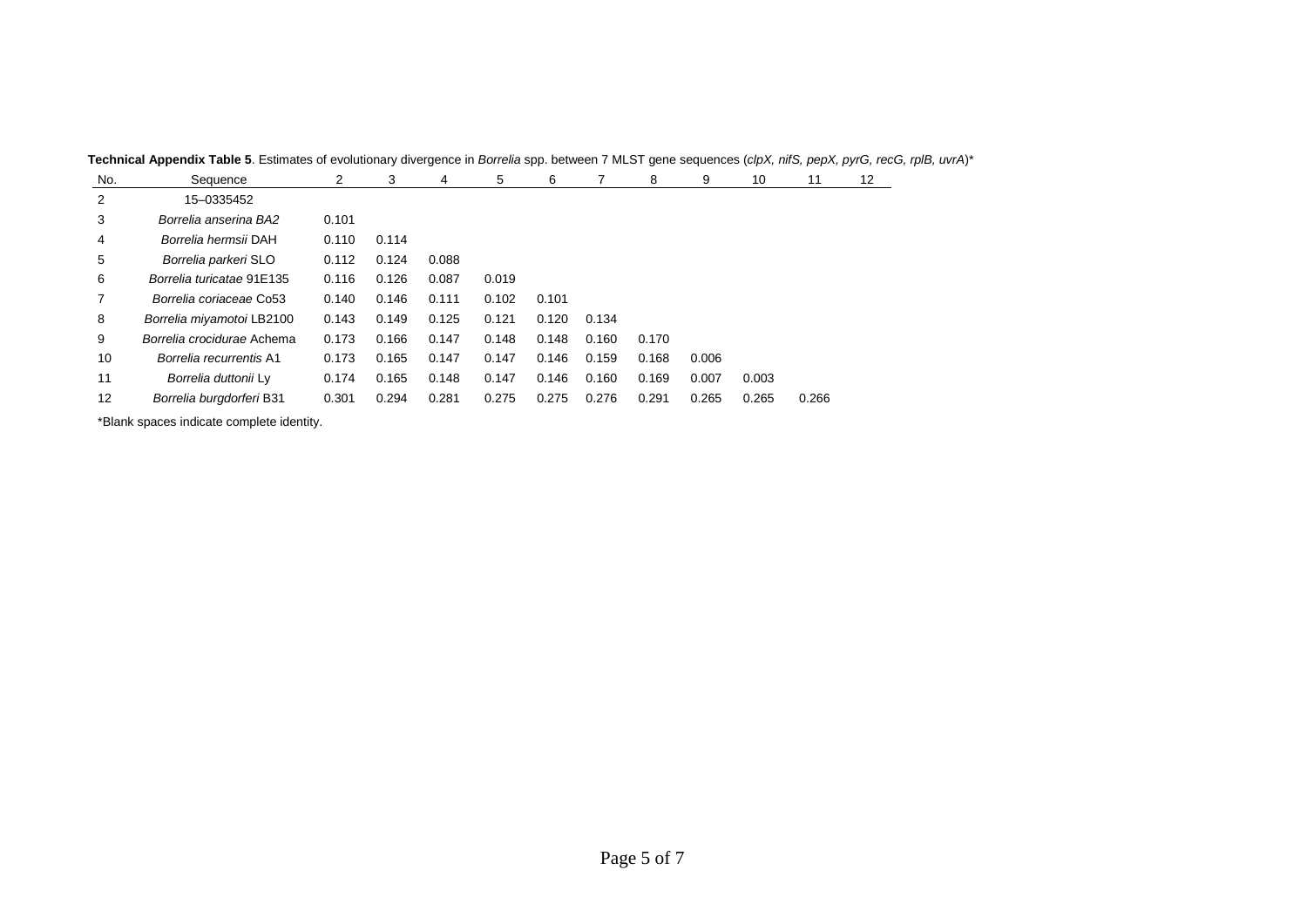**Technical Appendix Table 5**. Estimates of evolutionary divergence in *Borrelia* spp. between 7 MLST gene sequences (*clpX, nifS, pepX, pyrG, recG, rplB, uvrA*)*

| No. | Sequence | 2 | 3 | 4 | 5 | 6 | 7 | 8 | 9 | 10 | 11 | 12 |
|---|---|---|---|---|---|---|---|---|---|---|---|---|
| 2 | 15–0335452 | | | | | | | | | | | |
| 3 | *Borrelia anserina BA2* | 0.101 | | | | | | | | | | |
| 4 | *Borrelia hermsii* DAH | 0.110 | 0.114 | | | | | | | | | |
| 5 | *Borrelia parkeri* SLO | 0.112 | 0.124 | 0.088 | | | | | | | | |
| 6 | *Borrelia turicatae* 91E135 | 0.116 | 0.126 | 0.087 | 0.019 | | | | | | | |
| 7 | *Borrelia coriaceae* Co53 | 0.140 | 0.146 | 0.111 | 0.102 | 0.101 | | | | | | |
| 8 | *Borrelia miyamotoi* LB2100 | 0.143 | 0.149 | 0.125 | 0.121 | 0.120 | 0.134 | | | | | |
| 9 | *Borrelia crocidurae* Achema | 0.173 | 0.166 | 0.147 | 0.148 | 0.148 | 0.160 | 0.170 | | | | |
| 10 | *Borrelia recurrentis* A1 | 0.173 | 0.165 | 0.147 | 0.147 | 0.146 | 0.159 | 0.168 | 0.006 | | | |
| 11 | *Borrelia duttonii* Ly | 0.174 | 0.165 | 0.148 | 0.147 | 0.146 | 0.160 | 0.169 | 0.007 | 0.003 | | |
| 12 | *Borrelia burgdorferi* B31 | 0.301 | 0.294 | 0.281 | 0.275 | 0.275 | 0.276 | 0.291 | 0.265 | 0.265 | 0.266 | |

*Blank spaces indicate complete identity.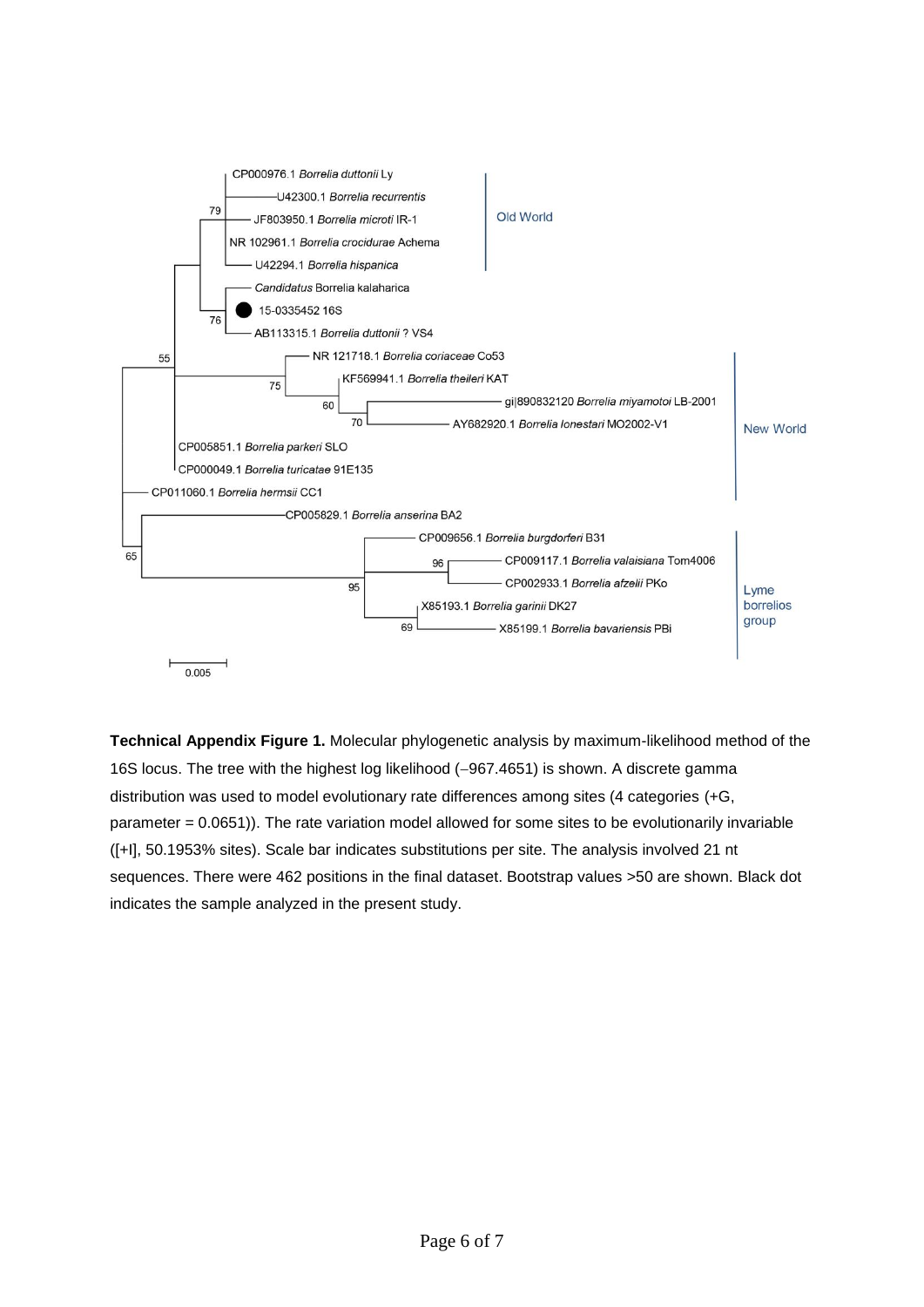**Technical Appendix Figure 1.** Molecular phylogenetic analysis by maximum-likelihood method of the 16S locus. The tree with the highest log likelihood (–967.4651) is shown. A discrete gamma distribution was used to model evolutionary rate differences among sites (4 categories (+G, parameter = 0.0651)). The rate variation model allowed for some sites to be evolutionarily invariable ([+I], 50.1953% sites). Scale bar indicates substitutions per site. The analysis involved 21 nt sequences. There were 462 positions in the final dataset. Bootstrap values >50 are shown. Black dot indicates the sample analyzed in the present study.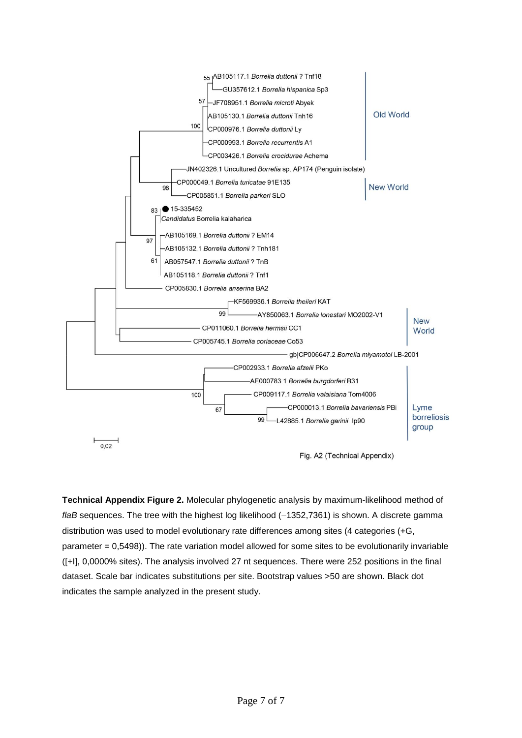55 AB105117.1 *Borrelia duttonii* ? Tnf18
GU357612.1 *Borrelia hispanica* Sp3
57 JF708951.1 *Borrelia microti* Abyek
AB105130.1 *Borrelia duttonii* Tnh16
100 CP000976.1 *Borrelia duttonii* Ly
CP000993.1 *Borrelia recurrentis* A1
CP003426.1 *Borrelia crocidurae* Achema
Old World
JN402326.1 Uncultured *Borrelia* sp. AP174 (Penguin isolate)
CP000049.1 *Borrelia turicatae* 91E135
98 CP005851.1 *Borrelia parkeri* SLO
New World
83 ● 15-335452
*Candidatus* Borrelia kalaharica
AB105169.1 *Borrelia duttonii* ? EM14
97 AB105132.1 *Borrelia duttonii* ? Tnh181
61 AB057547.1 *Borrelia duttonii* ? TnB
AB105118.1 *Borrelia duttonii* ? Tnf1
CP005830.1 *Borrelia anserina* BA2
KF569936.1 *Borrelia theileri* KAT
99 AY850063.1 *Borrelia lonestari* MO2002-V1
CP011060.1 *Borrelia hermsii* CC1
CP005745.1 *Borrelia coriaceae* Co53
New World
gb|CP006647.2 *Borrelia miyamotoi* LB-2001
CP002933.1 *Borrelia afzelii* PKo
AE000783.1 *Borrelia burgdorferi* B31
100 CP009117.1 *Borrelia valaisiana* Tom4006
67 CP000013.1 *Borrelia bavariensis* PBi
99 L42885.1 *Borrelia garinii* Ip90
Lyme borreliosis group
0,02

Fig. A2 (Technical Appendix)

**Technical Appendix Figure 2.** Molecular phylogenetic analysis by maximum-likelihood method of *flaB* sequences. The tree with the highest log likelihood (−1352,7361) is shown. A discrete gamma distribution was used to model evolutionary rate differences among sites (4 categories (+G, parameter = 0,5498)). The rate variation model allowed for some sites to be evolutionarily invariable ([+I], 0,0000% sites). The analysis involved 27 nt sequences. There were 252 positions in the final dataset. Scale bar indicates substitutions per site. Bootstrap values >50 are shown. Black dot indicates the sample analyzed in the present study.